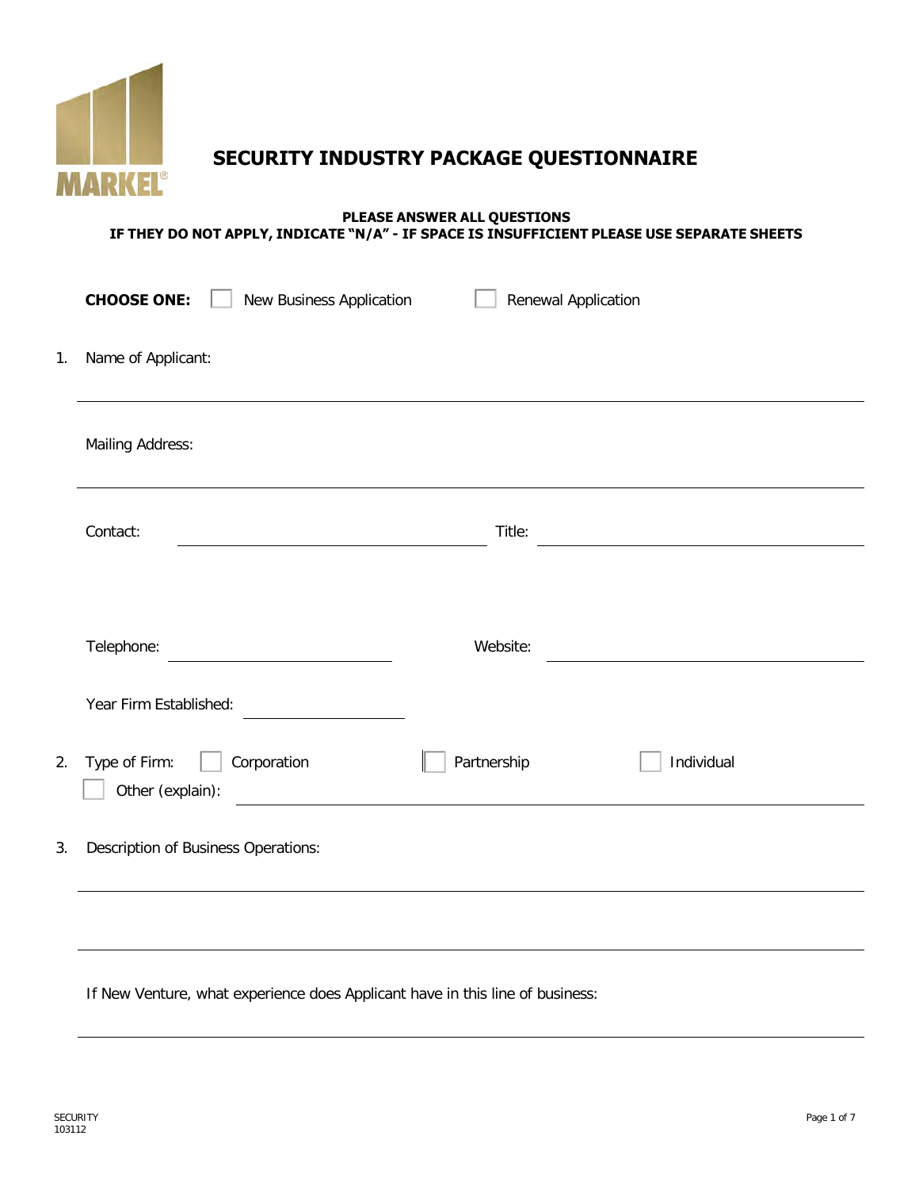MARKEL®

# SECURITY INDUSTRY PACKAGE QUESTIONNAIRE

**PLEASE ANSWER ALL QUESTIONS**
**IF THEY DO NOT APPLY, INDICATE "N/A" - IF SPACE IS INSUFFICIENT PLEASE USE SEPARATE SHEETS**

**CHOOSE ONE:** ☐ New Business Application ☐ Renewal Application

1. Name of Applicant: ______________________________

   Mailing Address: ______________________________

   Contact: ______________________________ Title: ______________________________

   Telephone: ______________________________ Website: ______________________________

   Year Firm Established: ______________________________

2. Type of Firm: ☐ Corporation ☐ Partnership ☐ Individual
   ☐ Other (explain): ______________________________

3. Description of Business Operations:

   ______________________________

   ______________________________

   If New Venture, what experience does Applicant have in this line of business:

   ______________________________

SECURITY
103112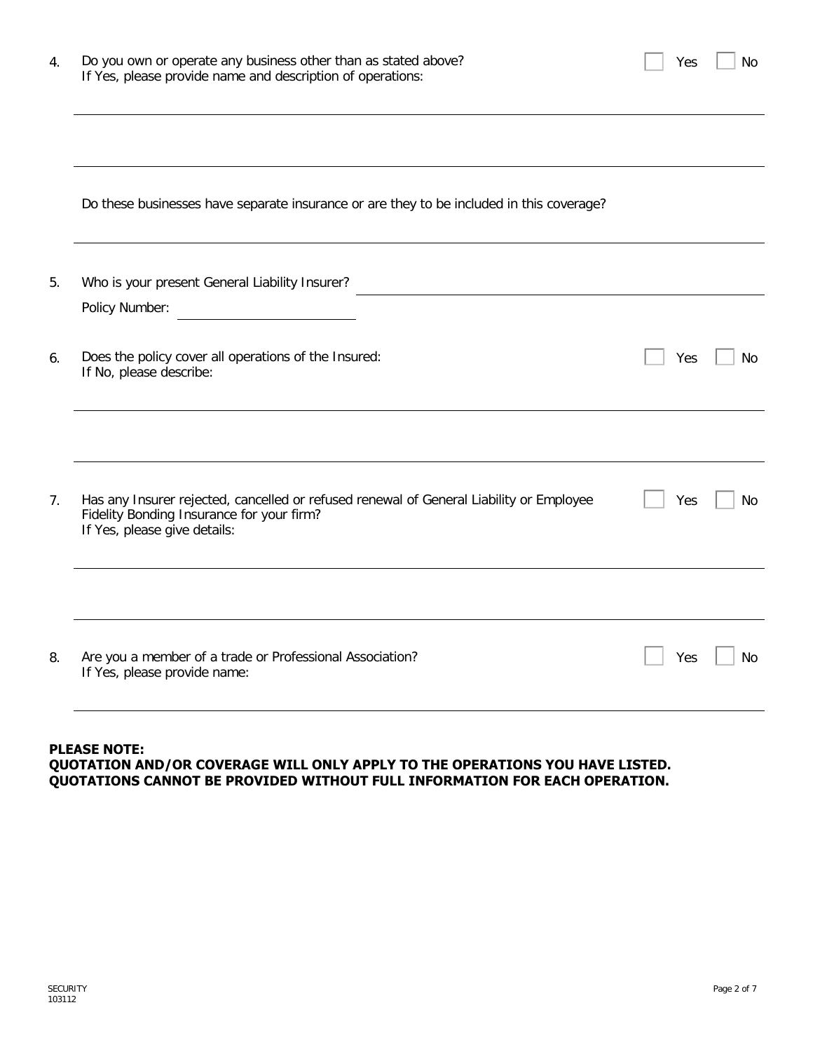4. Do you own or operate any business other than as stated above? ☐ Yes ☐ No
   If Yes, please provide name and description of operations:

   ______________________________________________________________________

   ______________________________________________________________________

   Do these businesses have separate insurance or are they to be included in this coverage?

   ______________________________________________________________________

5. Who is your present General Liability Insurer? ____________________________________

   Policy Number: ____________________

6. Does the policy cover all operations of the Insured: ☐ Yes ☐ No
   If No, please describe:

   ______________________________________________________________________

   ______________________________________________________________________

7. Has any Insurer rejected, cancelled or refused renewal of General Liability or Employee Fidelity Bonding Insurance for your firm? ☐ Yes ☐ No
   If Yes, please give details:

   ______________________________________________________________________

   ______________________________________________________________________

8. Are you a member of a trade or Professional Association? ☐ Yes ☐ No
   If Yes, please provide name:

   ______________________________________________________________________

**PLEASE NOTE:**
**QUOTATION AND/OR COVERAGE WILL ONLY APPLY TO THE OPERATIONS YOU HAVE LISTED.**
**QUOTATIONS CANNOT BE PROVIDED WITHOUT FULL INFORMATION FOR EACH OPERATION.**

SECURITY
103112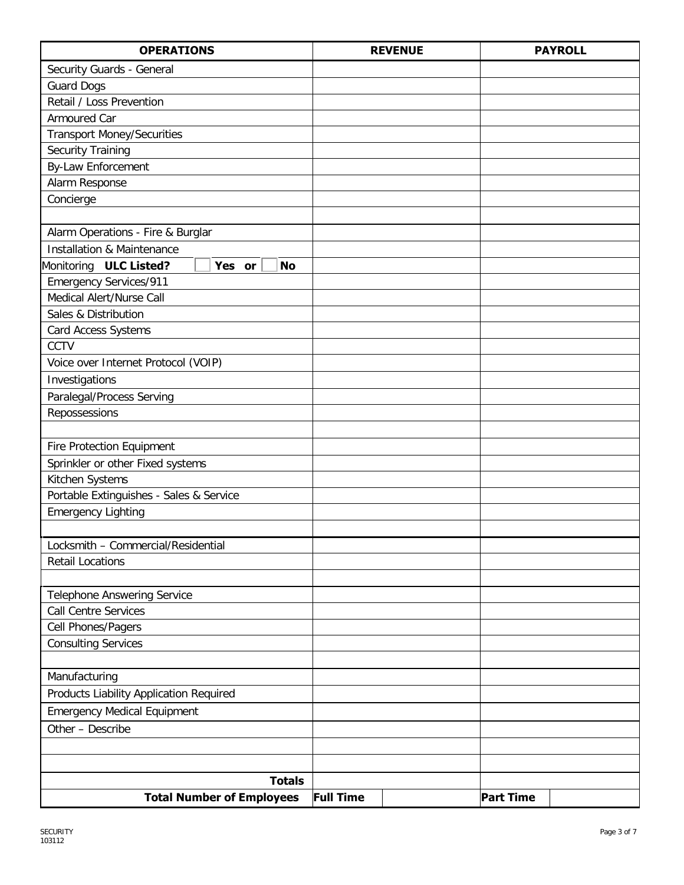| OPERATIONS | REVENUE | | PAYROLL | |
|---|---|---|---|---|
| Security Guards - General | | | | |
| Guard Dogs | | | | |
| Retail / Loss Prevention | | | | |
| Armoured Car | | | | |
| Transport Money/Securities | | | | |
| Security Training | | | | |
| By-Law Enforcement | | | | |
| Alarm Response | | | | |
| Concierge | | | | |
| | | | | |
| Alarm Operations - Fire & Burglar | | | | |
| Installation & Maintenance | | | | |
| Monitoring **ULC Listed?** ☐ **Yes or** ☐ **No** | | | | |
| Emergency Services/911 | | | | |
| Medical Alert/Nurse Call | | | | |
| Sales & Distribution | | | | |
| Card Access Systems | | | | |
| CCTV | | | | |
| Voice over Internet Protocol (VOIP) | | | | |
| Investigations | | | | |
| Paralegal/Process Serving | | | | |
| Repossessions | | | | |
| | | | | |
| Fire Protection Equipment | | | | |
| Sprinkler or other Fixed systems | | | | |
| Kitchen Systems | | | | |
| Portable Extinguishes - Sales & Service | | | | |
| Emergency Lighting | | | | |
| | | | | |
| Locksmith – Commercial/Residential | | | | |
| Retail Locations | | | | |
| | | | | |
| Telephone Answering Service | | | | |
| Call Centre Services | | | | |
| Cell Phones/Pagers | | | | |
| Consulting Services | | | | |
| | | | | |
| Manufacturing | | | | |
| Products Liability Application Required | | | | |
| Emergency Medical Equipment | | | | |
| Other – Describe | | | | |
| | | | | |
| | | | | |
| **Totals** | | | | |
| **Total Number of Employees** | **Full Time** | | **Part Time** | |

SECURITY
103112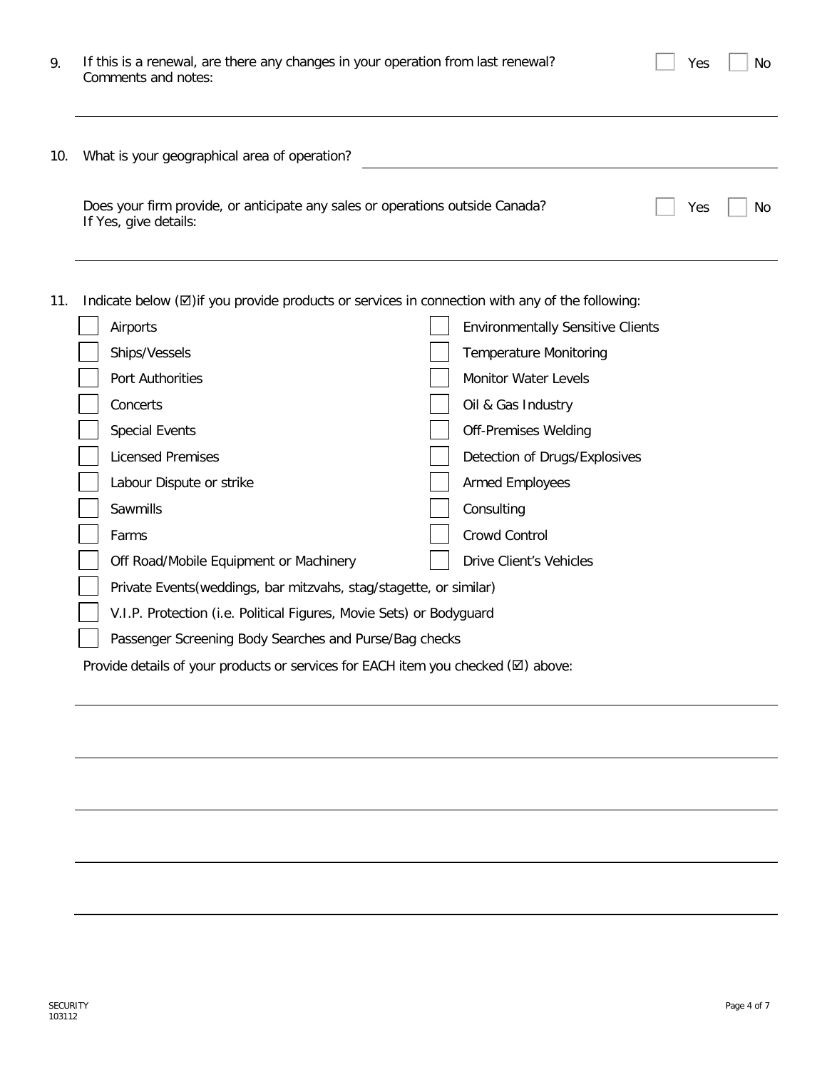9. If this is a renewal, are there any changes in your operation from last renewal? ☐ Yes ☐ No
   Comments and notes:

---

10. What is your geographical area of operation? \_\_\_\_\_\_\_\_\_\_\_\_\_\_\_\_\_\_\_\_

    Does your firm provide, or anticipate any sales or operations outside Canada? ☐ Yes ☐ No
    If Yes, give details:

---

11. Indicate below (☑)if you provide products or services in connection with any of the following:

- ☐ Airports
- ☐ Ships/Vessels
- ☐ Port Authorities
- ☐ Concerts
- ☐ Special Events
- ☐ Licensed Premises
- ☐ Labour Dispute or strike
- ☐ Sawmills
- ☐ Farms
- ☐ Off Road/Mobile Equipment or Machinery
- ☐ Environmentally Sensitive Clients
- ☐ Temperature Monitoring
- ☐ Monitor Water Levels
- ☐ Oil & Gas Industry
- ☐ Off-Premises Welding
- ☐ Detection of Drugs/Explosives
- ☐ Armed Employees
- ☐ Consulting
- ☐ Crowd Control
- ☐ Drive Client's Vehicles
- ☐ Private Events(weddings, bar mitzvahs, stag/stagette, or similar)
- ☐ V.I.P. Protection (i.e. Political Figures, Movie Sets) or Bodyguard
- ☐ Passenger Screening Body Searches and Purse/Bag checks

Provide details of your products or services for EACH item you checked (☑) above:

---

---

---

---

---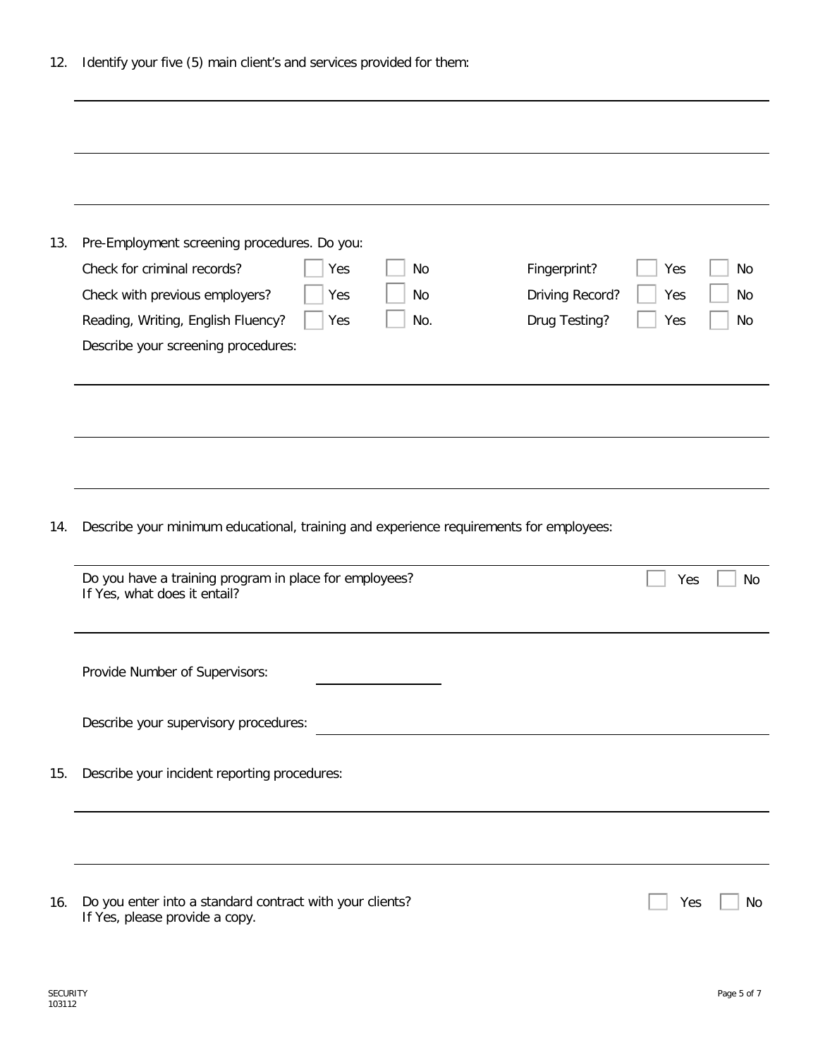12. Identify your five (5) main client's and services provided for them:

_______________________________________________

_______________________________________________

_______________________________________________

13. Pre-Employment screening procedures. Do you:

| | | | | | |
|---|---|---|---|---|---|
| Check for criminal records? | ☐ Yes | ☐ No | Fingerprint? | ☐ Yes | ☐ No |
| Check with previous employers? | ☐ Yes | ☐ No | Driving Record? | ☐ Yes | ☐ No |
| Reading, Writing, English Fluency? | ☐ Yes | ☐ No. | Drug Testing? | ☐ Yes | ☐ No |

Describe your screening procedures:

_______________________________________________

_______________________________________________

_______________________________________________

14. Describe your minimum educational, training and experience requirements for employees:

_______________________________________________

Do you have a training program in place for employees? ☐ Yes ☐ No
If Yes, what does it entail?

_______________________________________________

Provide Number of Supervisors: ____________

Describe your supervisory procedures: ____________________________

15. Describe your incident reporting procedures:

_______________________________________________

_______________________________________________

16. Do you enter into a standard contract with your clients? ☐ Yes ☐ No
If Yes, please provide a copy.

SECURITY
103112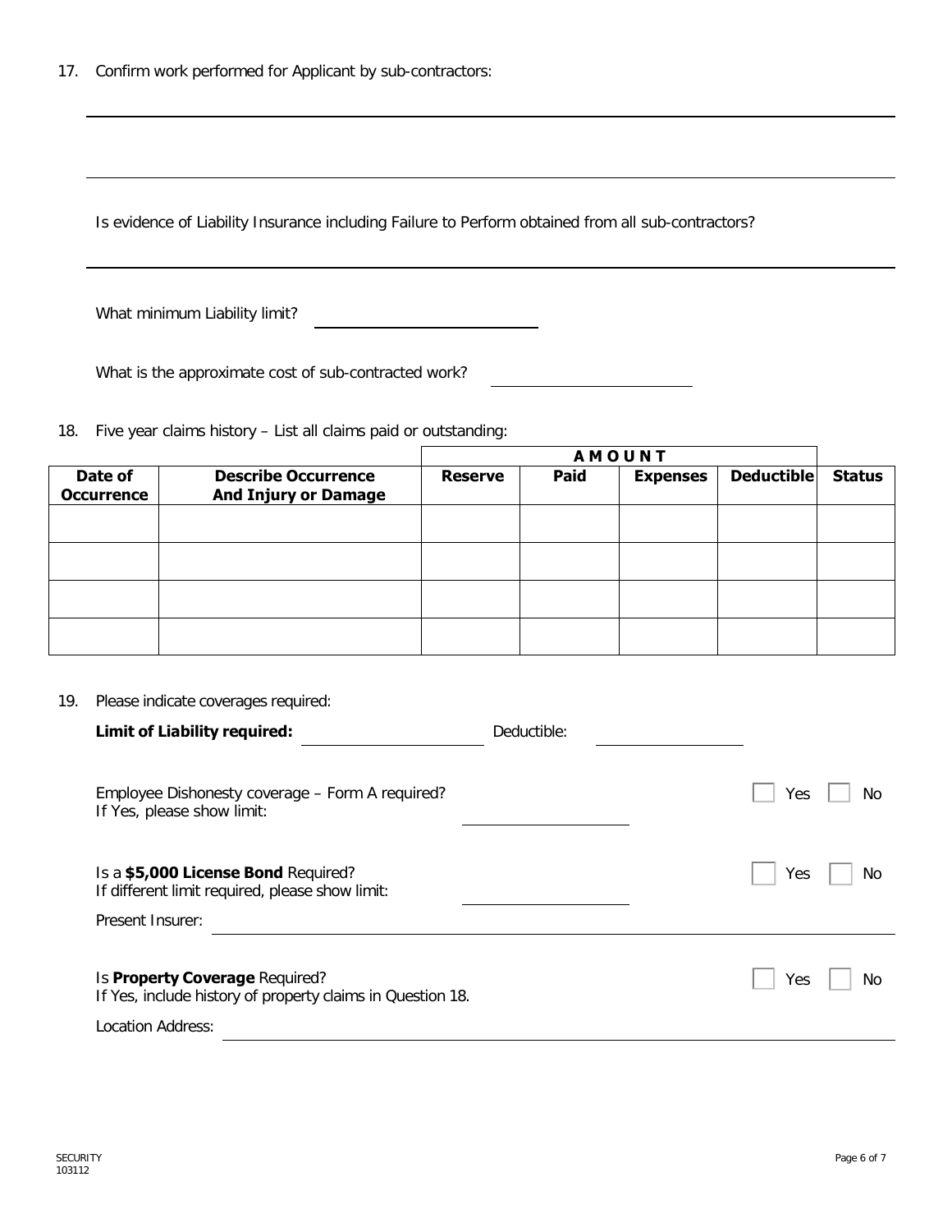17. Confirm work performed for Applicant by sub-contractors:

______________________________________________________________________

______________________________________________________________________

Is evidence of Liability Insurance including Failure to Perform obtained from all sub-contractors?

______________________________________________________________________

What minimum Liability limit? ____________________

What is the approximate cost of sub-contracted work? ____________________

18. Five year claims history – List all claims paid or outstanding:

| | | AMOUNT | | | | |
|---|---|---|---|---|---|---|
| **Date of Occurrence** | **Describe Occurrence And Injury or Damage** | **Reserve** | **Paid** | **Expenses** | **Deductible** | **Status** |
| | | | | | | |
| | | | | | | |
| | | | | | | |
| | | | | | | |

19. Please indicate coverages required:

**Limit of Liability required:** ____________________ Deductible: ____________________

Employee Dishonesty coverage – Form A required? ☐ Yes ☐ No
If Yes, please show limit: ____________________

Is a **$5,000 License Bond** Required? ☐ Yes ☐ No
If different limit required, please show limit: ____________________

Present Insurer: ______________________________________________________________________

Is **Property Coverage** Required? ☐ Yes ☐ No
If Yes, include history of property claims in Question 18.

Location Address: ______________________________________________________________________

SECURITY
103112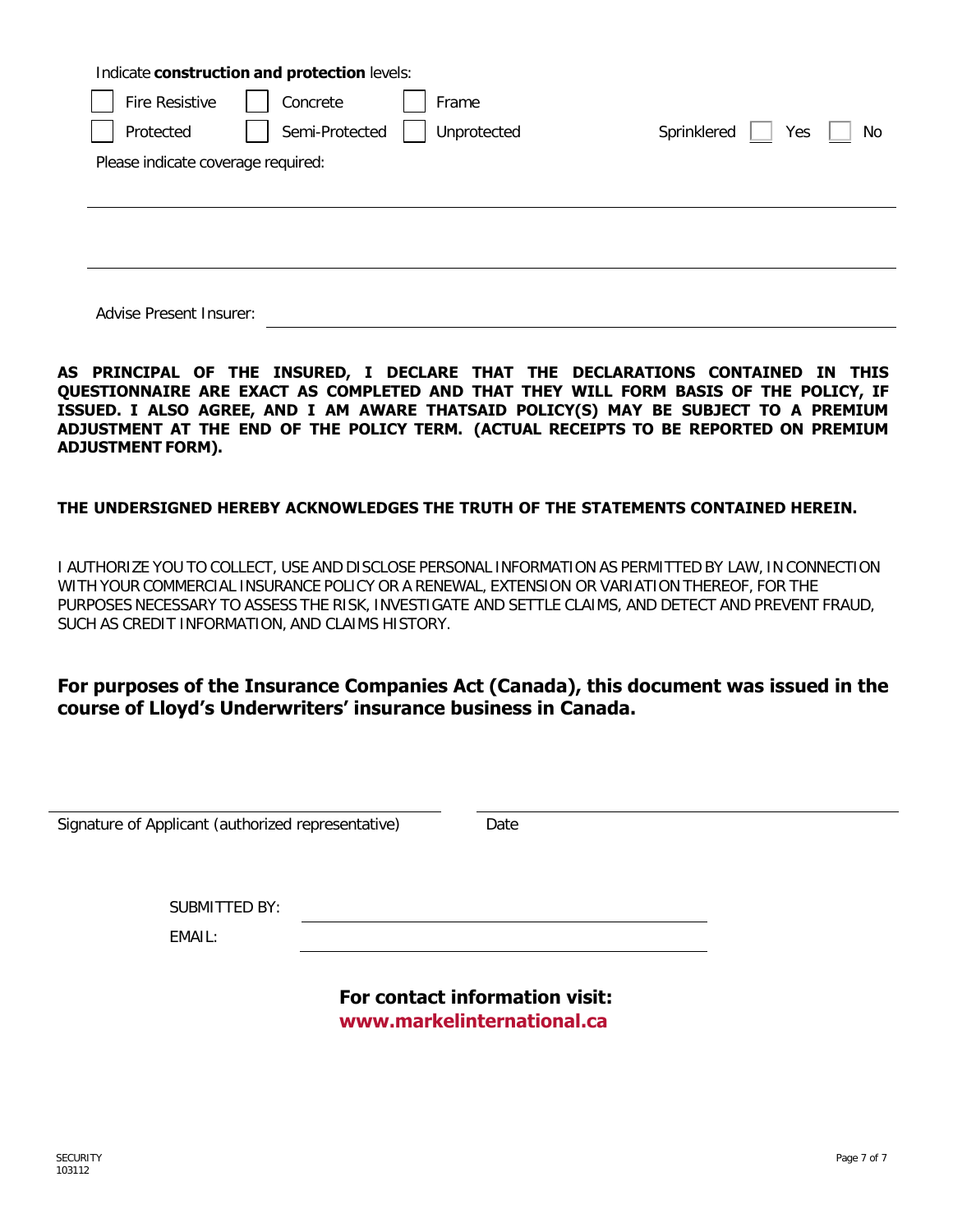Indicate **construction and protection** levels:

☐ Fire Resistive ☐ Concrete ☐ Frame

☐ Protected ☐ Semi-Protected ☐ Unprotected

Sprinklered ☐ Yes ☐ No

Please indicate coverage required:

\_\_\_\_\_\_\_\_\_\_\_\_\_\_\_\_\_\_\_\_\_\_\_\_\_\_\_\_\_\_\_\_\_\_\_\_\_\_\_\_\_\_\_\_\_\_\_\_\_\_\_\_\_\_\_\_\_\_\_\_

\_\_\_\_\_\_\_\_\_\_\_\_\_\_\_\_\_\_\_\_\_\_\_\_\_\_\_\_\_\_\_\_\_\_\_\_\_\_\_\_\_\_\_\_\_\_\_\_\_\_\_\_\_\_\_\_\_\_\_\_

Advise Present Insurer: \_\_\_\_\_\_\_\_\_\_\_\_\_\_\_\_\_\_\_\_\_\_\_\_\_\_\_\_\_\_\_\_\_\_\_\_\_\_\_\_

**AS PRINCIPAL OF THE INSURED, I DECLARE THAT THE DECLARATIONS CONTAINED IN THIS QUESTIONNAIRE ARE EXACT AS COMPLETED AND THAT THEY WILL FORM BASIS OF THE POLICY, IF ISSUED. I ALSO AGREE, AND I AM AWARE THATSAID POLICY(S) MAY BE SUBJECT TO A PREMIUM ADJUSTMENT AT THE END OF THE POLICY TERM. (ACTUAL RECEIPTS TO BE REPORTED ON PREMIUM ADJUSTMENT FORM).**

**THE UNDERSIGNED HEREBY ACKNOWLEDGES THE TRUTH OF THE STATEMENTS CONTAINED HEREIN.**

I AUTHORIZE YOU TO COLLECT, USE AND DISCLOSE PERSONAL INFORMATION AS PERMITTED BY LAW, IN CONNECTION WITH YOUR COMMERCIAL INSURANCE POLICY OR A RENEWAL, EXTENSION OR VARIATION THEREOF, FOR THE PURPOSES NECESSARY TO ASSESS THE RISK, INVESTIGATE AND SETTLE CLAIMS, AND DETECT AND PREVENT FRAUD, SUCH AS CREDIT INFORMATION, AND CLAIMS HISTORY.

**For purposes of the Insurance Companies Act (Canada), this document was issued in the course of Lloyd's Underwriters' insurance business in Canada.**

\_\_\_\_\_\_\_\_\_\_\_\_\_\_\_\_\_\_\_\_\_\_\_\_\_\_\_\_\_\_\_\_\_\_ \_\_\_\_\_\_\_\_\_\_\_\_\_\_\_\_\_\_\_\_\_\_\_\_\_\_\_\_\_\_\_\_\_\_

Signature of Applicant (authorized representative) Date

SUBMITTED BY: \_\_\_\_\_\_\_\_\_\_\_\_\_\_\_\_\_\_\_\_\_\_\_\_\_\_\_\_\_\_\_\_\_\_

EMAIL: \_\_\_\_\_\_\_\_\_\_\_\_\_\_\_\_\_\_\_\_\_\_\_\_\_\_\_\_\_\_\_\_\_\_

**For contact information visit:**
**www.markelinternational.ca**

SECURITY
103112